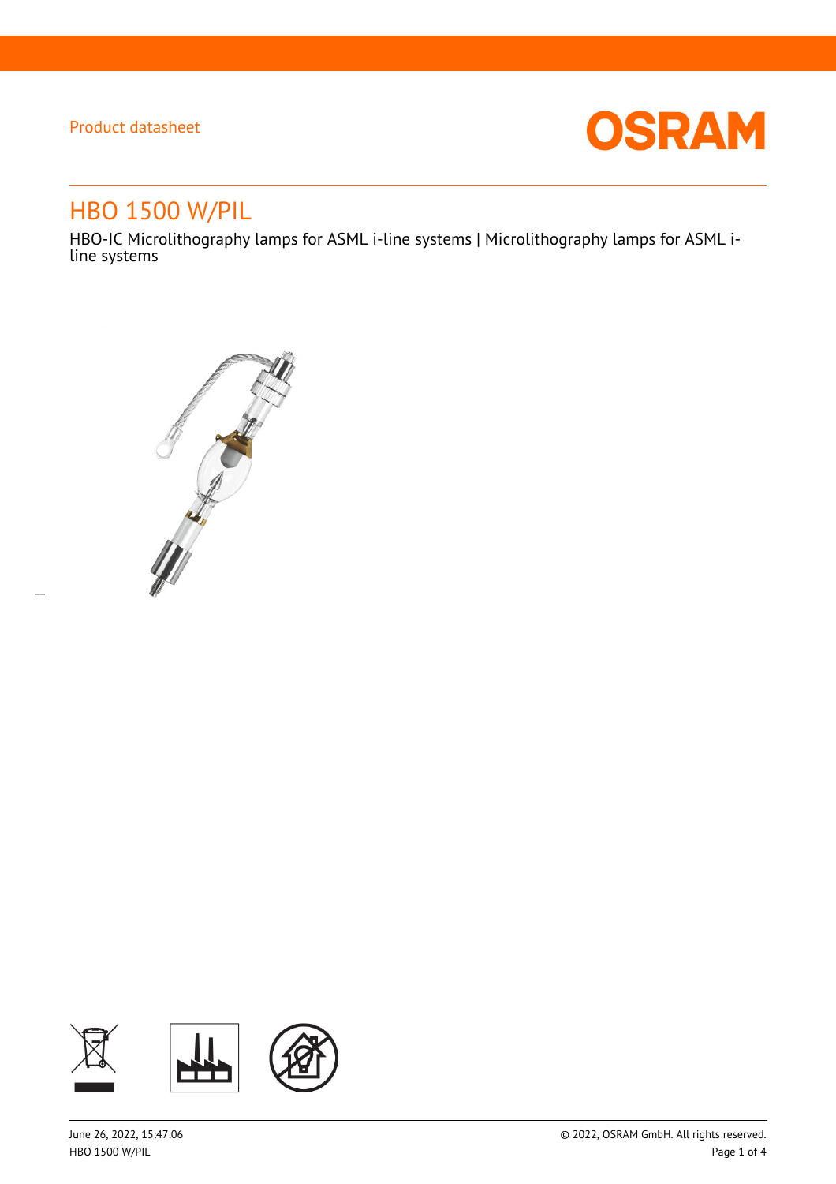Product datasheet

# HBO 1500 W/PIL

HBO-IC Microlithography lamps for ASML i-line systems | Microlithography lamps for ASML i-line systems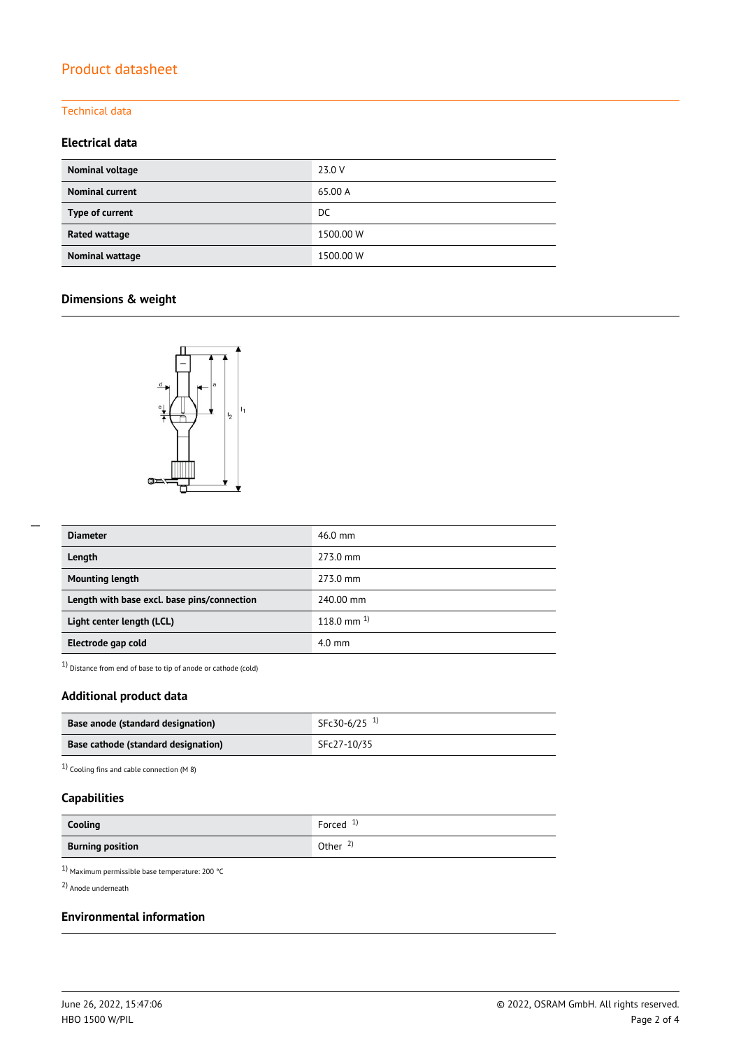# Product datasheet

## Technical data

### Electrical data

| Nominal voltage | 23.0 V |
|---|---|
| Nominal current | 65.00 A |
| Type of current | DC |
| Rated wattage | 1500.00 W |
| Nominal wattage | 1500.00 W |

### Dimensions & weight

| Diameter | 46.0 mm |
|---|---|
| Length | 273.0 mm |
| Mounting length | 273.0 mm |
| Length with base excl. base pins/connection | 240.00 mm |
| Light center length (LCL) | 118.0 mm [1] |
| Electrode gap cold | 4.0 mm |

[1] Distance from end of base to tip of anode or cathode (cold)

### Additional product data

| Base anode (standard designation) | SFc30-6/25 [1] |
|---|---|
| Base cathode (standard designation) | SFc27-10/35 |

[1] Cooling fins and cable connection (M 8)

### Capabilities

| Cooling | Forced [1] |
|---|---|
| Burning position | Other [2] |

[1] Maximum permissible base temperature: 200 °C

[2] Anode underneath

### Environmental information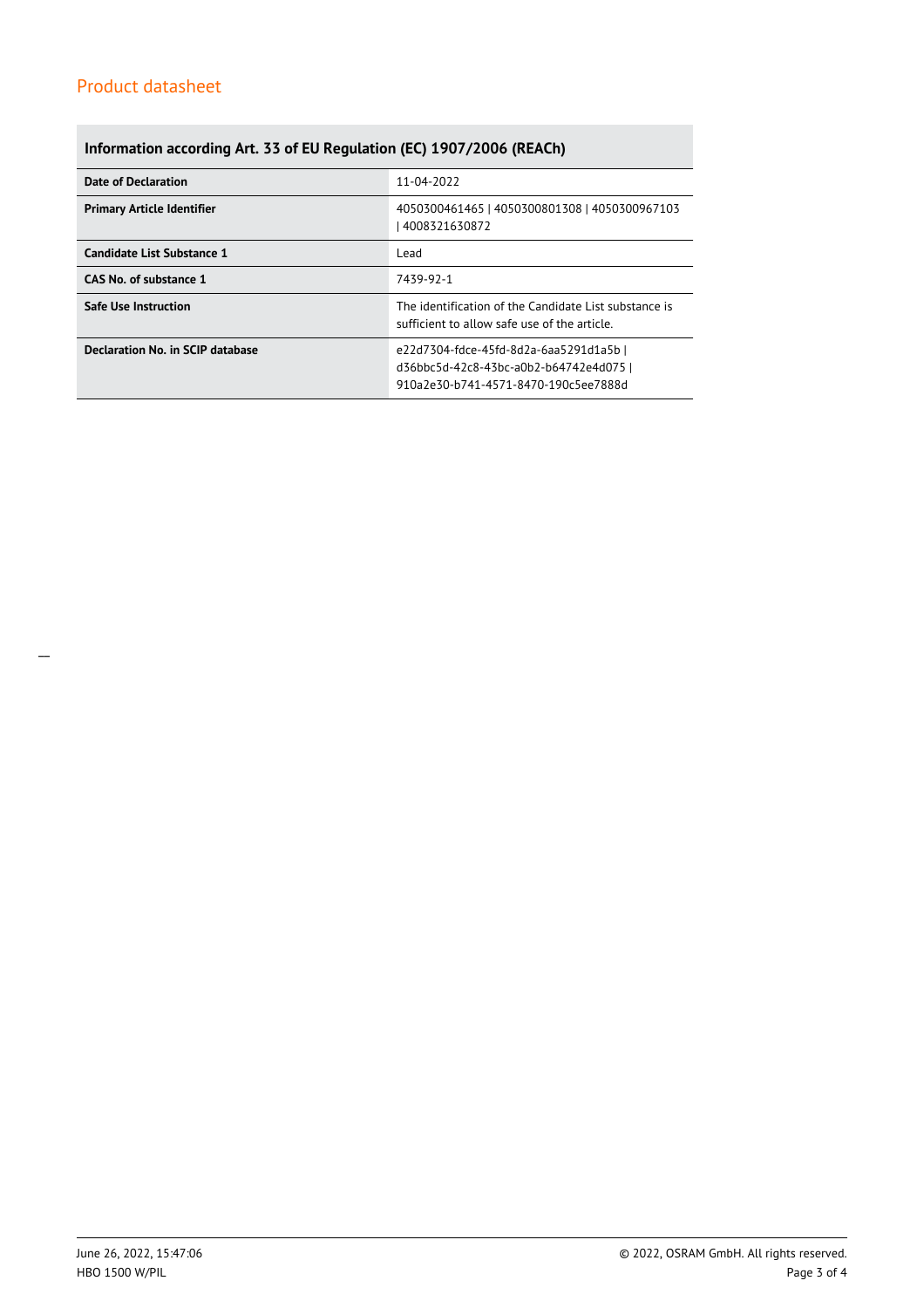## Information according Art. 33 of EU Regulation (EC) 1907/2006 (REACh)

| | |
|---|---|
| **Date of Declaration** | 11-04-2022 |
| **Primary Article Identifier** | 4050300461465 \| 4050300801308 \| 4050300967103 \| 4008321630872 |
| **Candidate List Substance 1** | Lead |
| **CAS No. of substance 1** | 7439-92-1 |
| **Safe Use Instruction** | The identification of the Candidate List substance is sufficient to allow safe use of the article. |
| **Declaration No. in SCIP database** | e22d7304-fdce-45fd-8d2a-6aa5291d1a5b \| d36bbc5d-42c8-43bc-a0b2-b64742e4d075 \| 910a2e30-b741-4571-8470-190c5ee7888d |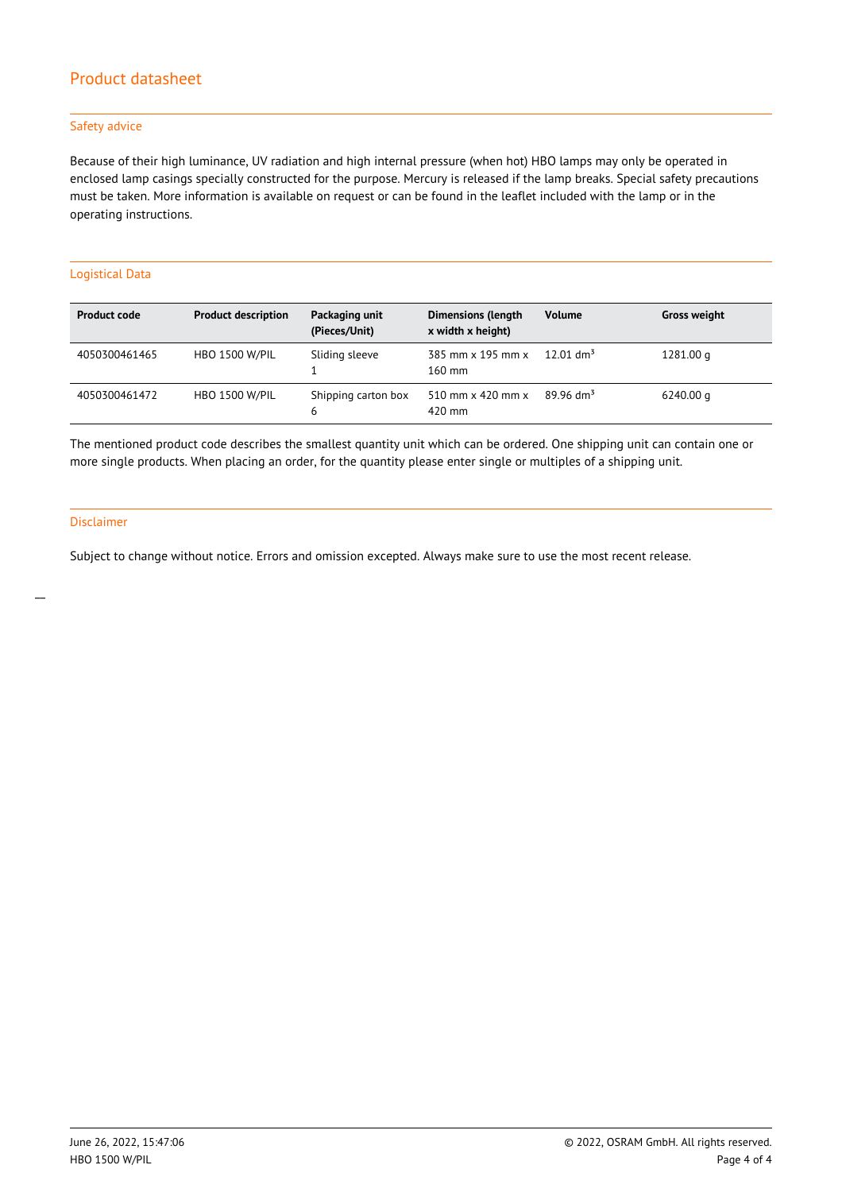## Safety advice

Because of their high luminance, UV radiation and high internal pressure (when hot) HBO lamps may only be operated in enclosed lamp casings specially constructed for the purpose. Mercury is released if the lamp breaks. Special safety precautions must be taken. More information is available on request or can be found in the leaflet included with the lamp or in the operating instructions.

## Logistical Data

| Product code | Product description | Packaging unit (Pieces/Unit) | Dimensions (length x width x height) | Volume | Gross weight |
|---|---|---|---|---|---|
| 4050300461465 | HBO 1500 W/PIL | Sliding sleeve 1 | 385 mm x 195 mm x 160 mm | 12.01 $dm^3$ | 1281.00 g |
| 4050300461472 | HBO 1500 W/PIL | Shipping carton box 6 | 510 mm x 420 mm x 420 mm | 89.96 $dm^3$ | 6240.00 g |

The mentioned product code describes the smallest quantity unit which can be ordered. One shipping unit can contain one or more single products. When placing an order, for the quantity please enter single or multiples of a shipping unit.

## Disclaimer

Subject to change without notice. Errors and omission excepted. Always make sure to use the most recent release.